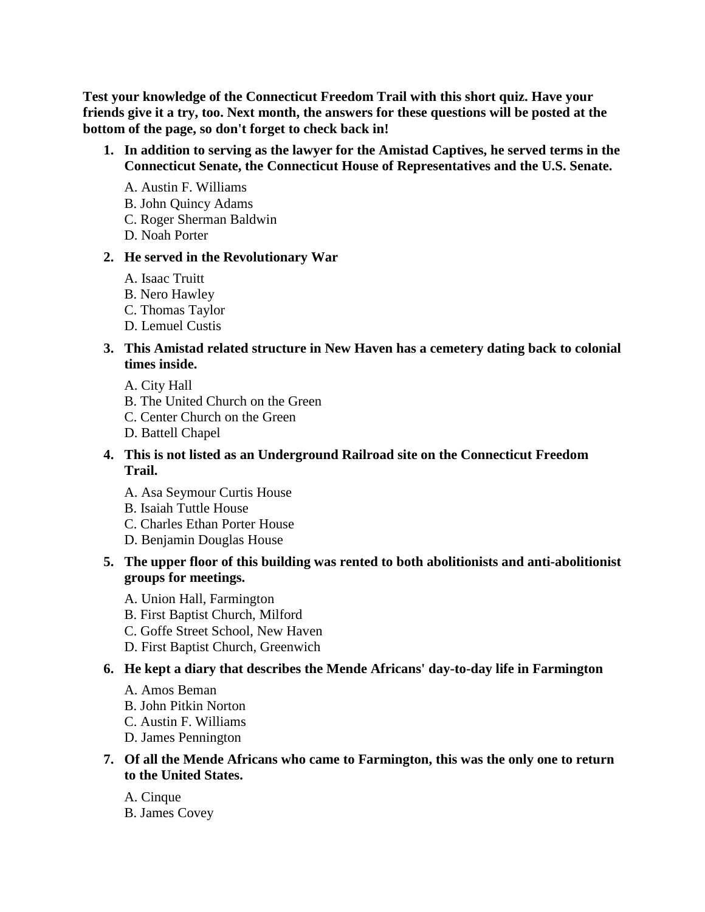**Test your knowledge of the Connecticut Freedom Trail with this short quiz. Have your friends give it a try, too. Next month, the answers for these questions will be posted at the bottom of the page, so don't forget to check back in!**

1. **In addition to serving as the lawyer for the Amistad Captives, he served terms in the Connecticut Senate, the Connecticut House of Representatives and the U.S. Senate.**

   A. Austin F. Williams
   B. John Quincy Adams
   C. Roger Sherman Baldwin
   D. Noah Porter

2. **He served in the Revolutionary War**

   A. Isaac Truitt
   B. Nero Hawley
   C. Thomas Taylor
   D. Lemuel Custis

3. **This Amistad related structure in New Haven has a cemetery dating back to colonial times inside.**

   A. City Hall
   B. The United Church on the Green
   C. Center Church on the Green
   D. Battell Chapel

4. **This is not listed as an Underground Railroad site on the Connecticut Freedom Trail.**

   A. Asa Seymour Curtis House
   B. Isaiah Tuttle House
   C. Charles Ethan Porter House
   D. Benjamin Douglas House

5. **The upper floor of this building was rented to both abolitionists and anti-abolitionist groups for meetings.**

   A. Union Hall, Farmington
   B. First Baptist Church, Milford
   C. Goffe Street School, New Haven
   D. First Baptist Church, Greenwich

6. **He kept a diary that describes the Mende Africans' day-to-day life in Farmington**

   A. Amos Beman
   B. John Pitkin Norton
   C. Austin F. Williams
   D. James Pennington

7. **Of all the Mende Africans who came to Farmington, this was the only one to return to the United States.**

   A. Cinque
   B. James Covey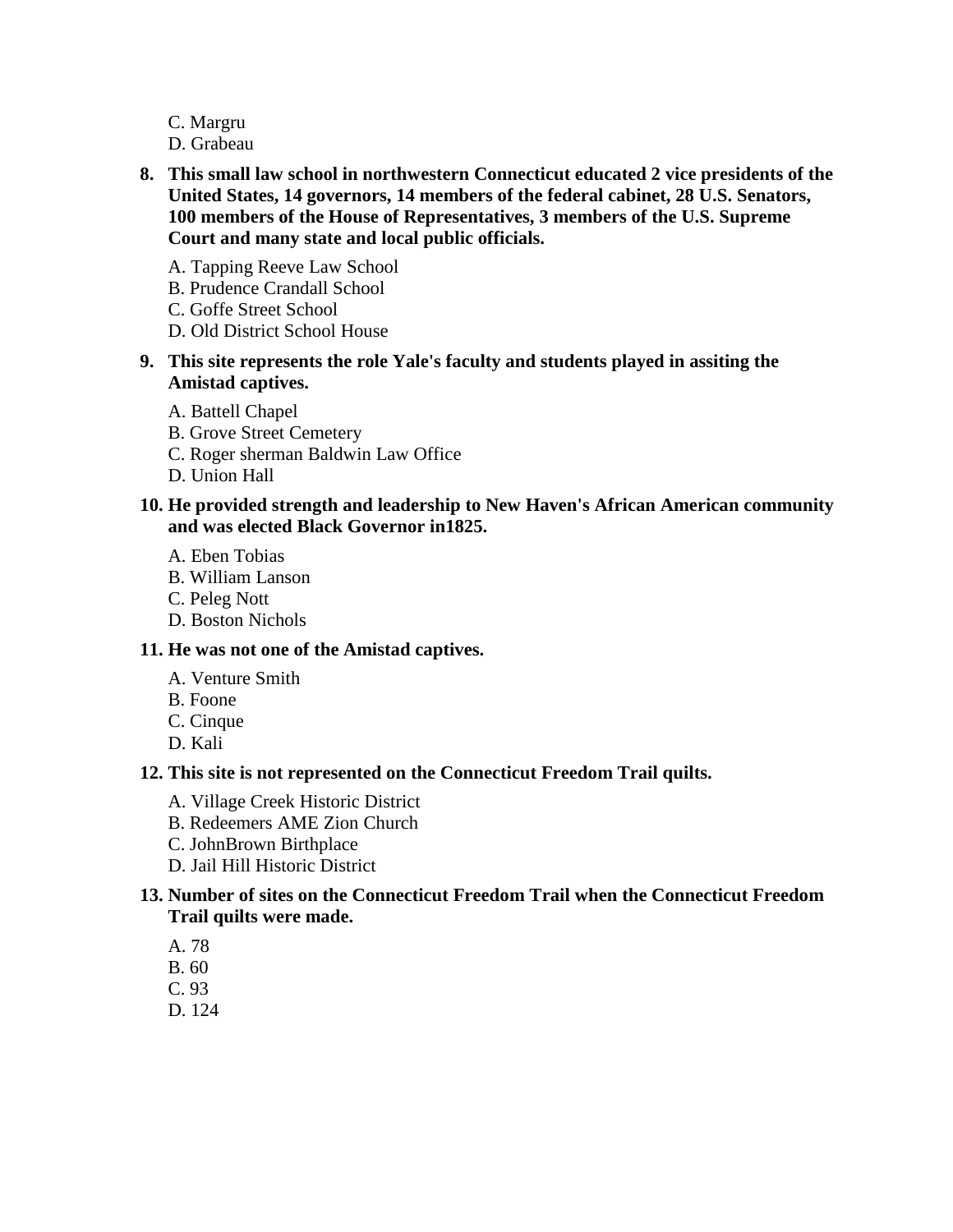C. Margru
D. Grabeau

**8. This small law school in northwestern Connecticut educated 2 vice presidents of the United States, 14 governors, 14 members of the federal cabinet, 28 U.S. Senators, 100 members of the House of Representatives, 3 members of the U.S. Supreme Court and many state and local public officials.**

A. Tapping Reeve Law School
B. Prudence Crandall School
C. Goffe Street School
D. Old District School House

**9. This site represents the role Yale's faculty and students played in assiting the Amistad captives.**

A. Battell Chapel
B. Grove Street Cemetery
C. Roger sherman Baldwin Law Office
D. Union Hall

**10. He provided strength and leadership to New Haven's African American community and was elected Black Governor in1825.**

A. Eben Tobias
B. William Lanson
C. Peleg Nott
D. Boston Nichols

**11. He was not one of the Amistad captives.**

A. Venture Smith
B. Foone
C. Cinque
D. Kali

**12. This site is not represented on the Connecticut Freedom Trail quilts.**

A. Village Creek Historic District
B. Redeemers AME Zion Church
C. JohnBrown Birthplace
D. Jail Hill Historic District

**13. Number of sites on the Connecticut Freedom Trail when the Connecticut Freedom Trail quilts were made.**

A. 78
B. 60
C. 93
D. 124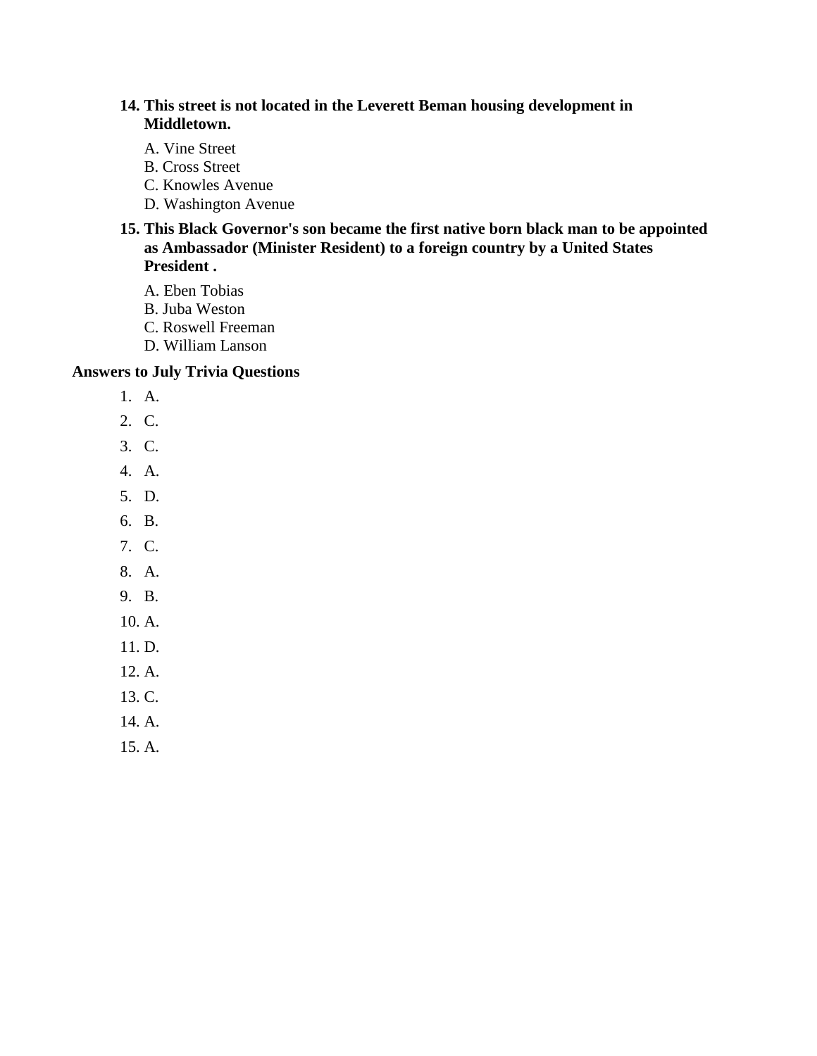14. **This street is not located in the Leverett Beman housing development in Middletown.**

    A. Vine Street
    B. Cross Street
    C. Knowles Avenue
    D. Washington Avenue

15. **This Black Governor's son became the first native born black man to be appointed as Ambassador (Minister Resident) to a foreign country by a United States President .**

    A. Eben Tobias
    B. Juba Weston
    C. Roswell Freeman
    D. William Lanson

**Answers to July Trivia Questions**

1. A.
2. C.
3. C.
4. A.
5. D.
6. B.
7. C.
8. A.
9. B.
10. A.
11. D.
12. A.
13. C.
14. A.
15. A.